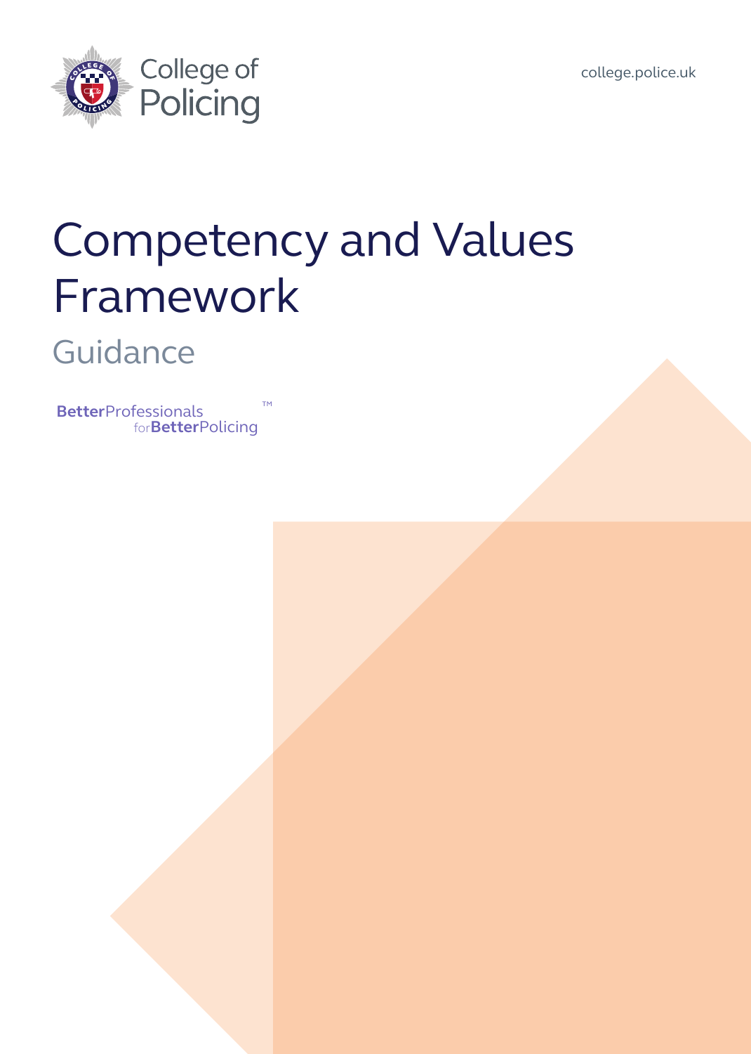College of Policing

college.police.uk

# Competency and Values Framework

## Guidance

BetterProfessionals forBetterPolicing™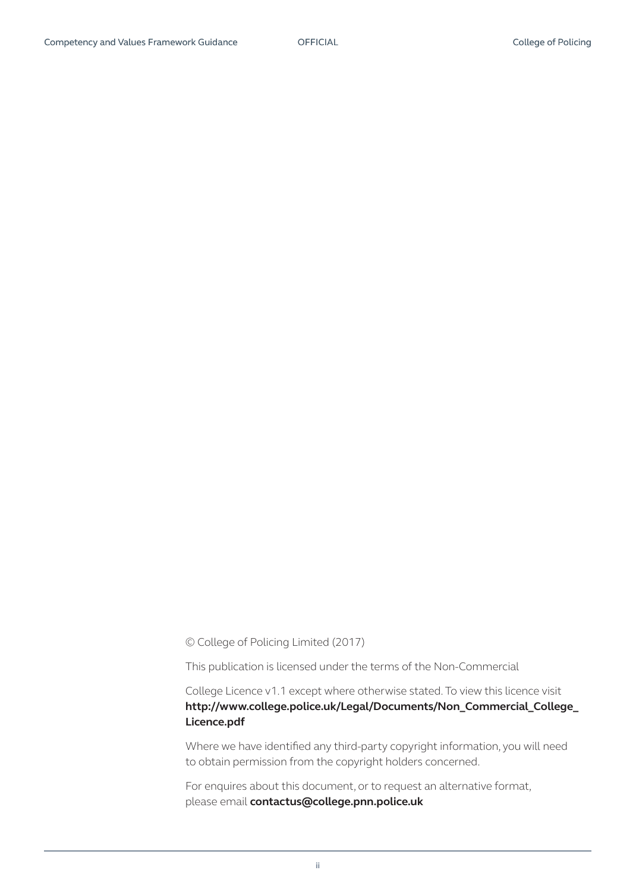© College of Policing Limited (2017)

This publication is licensed under the terms of the Non-Commercial

College Licence v1.1 except where otherwise stated. To view this licence visit **http://www.college.police.uk/Legal/Documents/Non_Commercial_College_Licence.pdf**

Where we have identified any third-party copyright information, you will need to obtain permission from the copyright holders concerned.

For enquires about this document, or to request an alternative format, please email **contactus@college.pnn.police.uk**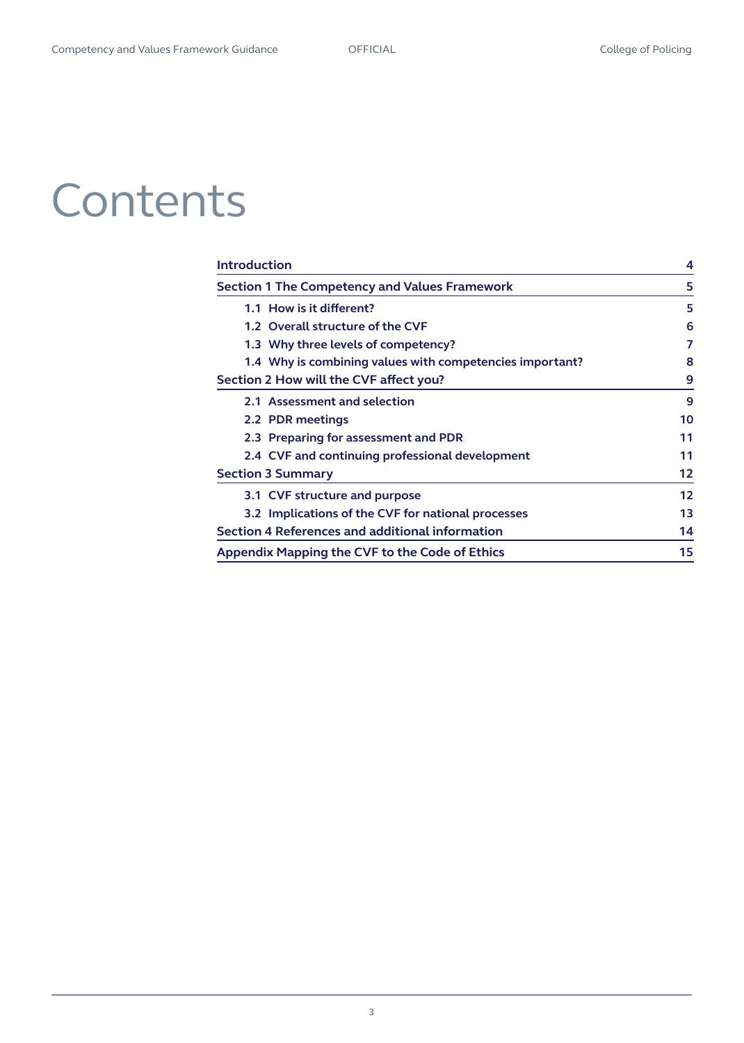# Contents

| | |
|---|---|
| **Introduction** | **4** |
| **Section 1 The Competency and Values Framework** | **5** |
| 1.1 How is it different? | 5 |
| 1.2 Overall structure of the CVF | 6 |
| 1.3 Why three levels of competency? | 7 |
| 1.4 Why is combining values with competencies important? | 8 |
| **Section 2 How will the CVF affect you?** | **9** |
| 2.1 Assessment and selection | 9 |
| 2.2 PDR meetings | 10 |
| 2.3 Preparing for assessment and PDR | 11 |
| 2.4 CVF and continuing professional development | 11 |
| **Section 3 Summary** | **12** |
| 3.1 CVF structure and purpose | 12 |
| 3.2 Implications of the CVF for national processes | 13 |
| **Section 4 References and additional information** | **14** |
| **Appendix Mapping the CVF to the Code of Ethics** | **15** |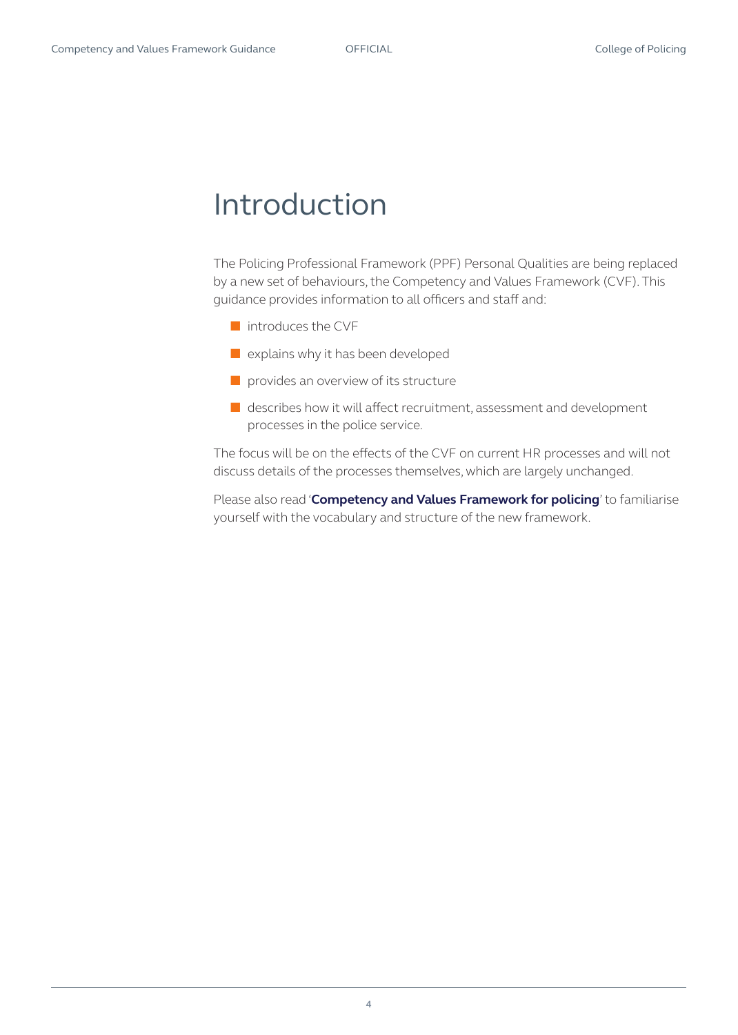# Introduction

The Policing Professional Framework (PPF) Personal Qualities are being replaced by a new set of behaviours, the Competency and Values Framework (CVF). This guidance provides information to all officers and staff and:

- introduces the CVF
- explains why it has been developed
- provides an overview of its structure
- describes how it will affect recruitment, assessment and development processes in the police service.

The focus will be on the effects of the CVF on current HR processes and will not discuss details of the processes themselves, which are largely unchanged.

Please also read '**Competency and Values Framework for policing**' to familiarise yourself with the vocabulary and structure of the new framework.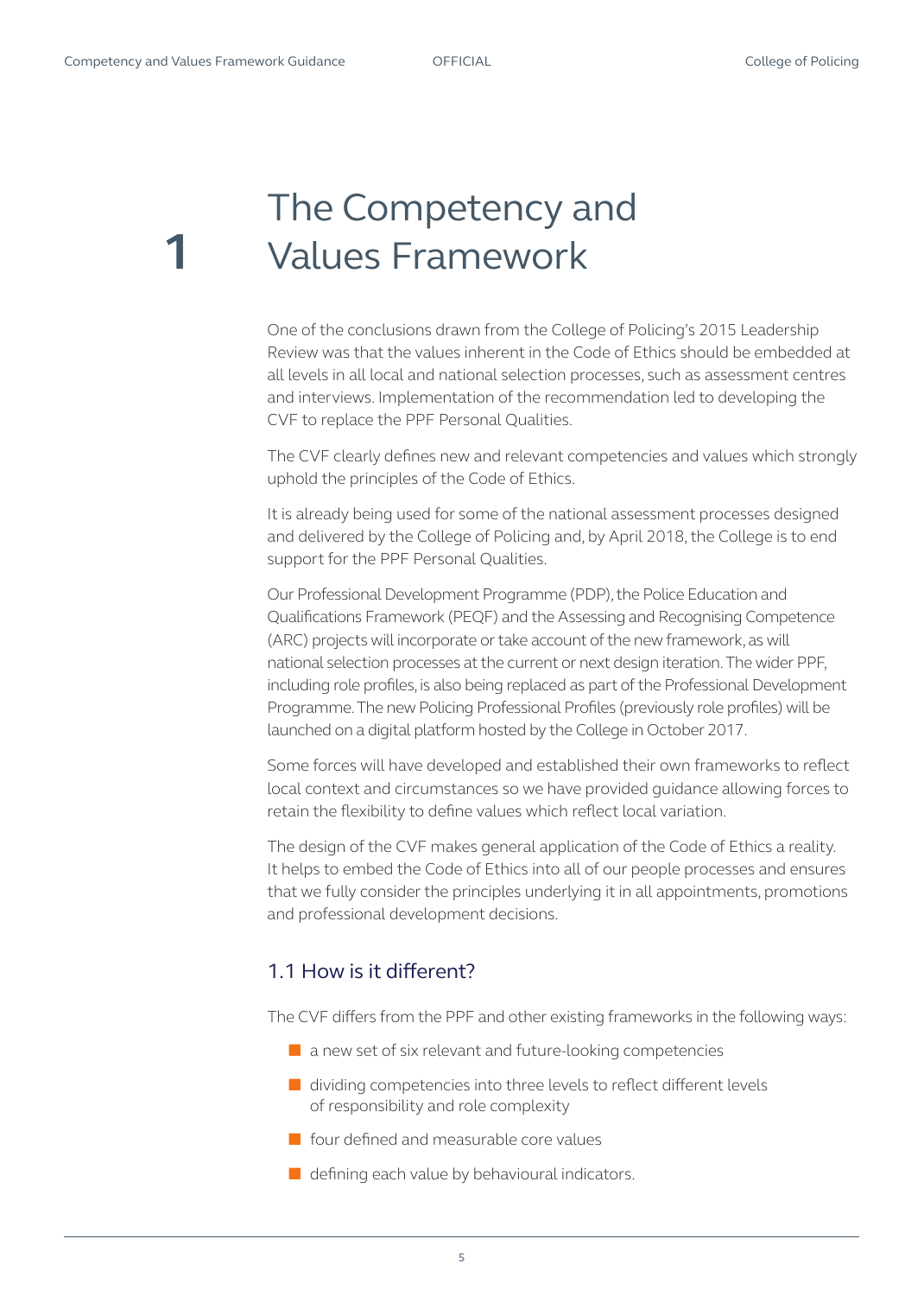# 1 The Competency and Values Framework

One of the conclusions drawn from the College of Policing's 2015 Leadership Review was that the values inherent in the Code of Ethics should be embedded at all levels in all local and national selection processes, such as assessment centres and interviews. Implementation of the recommendation led to developing the CVF to replace the PPF Personal Qualities.

The CVF clearly defines new and relevant competencies and values which strongly uphold the principles of the Code of Ethics.

It is already being used for some of the national assessment processes designed and delivered by the College of Policing and, by April 2018, the College is to end support for the PPF Personal Qualities.

Our Professional Development Programme (PDP), the Police Education and Qualifications Framework (PEQF) and the Assessing and Recognising Competence (ARC) projects will incorporate or take account of the new framework, as will national selection processes at the current or next design iteration. The wider PPF, including role profiles, is also being replaced as part of the Professional Development Programme. The new Policing Professional Profiles (previously role profiles) will be launched on a digital platform hosted by the College in October 2017.

Some forces will have developed and established their own frameworks to reflect local context and circumstances so we have provided guidance allowing forces to retain the flexibility to define values which reflect local variation.

The design of the CVF makes general application of the Code of Ethics a reality. It helps to embed the Code of Ethics into all of our people processes and ensures that we fully consider the principles underlying it in all appointments, promotions and professional development decisions.

## 1.1 How is it different?

The CVF differs from the PPF and other existing frameworks in the following ways:

- a new set of six relevant and future-looking competencies
- dividing competencies into three levels to reflect different levels of responsibility and role complexity
- four defined and measurable core values
- defining each value by behavioural indicators.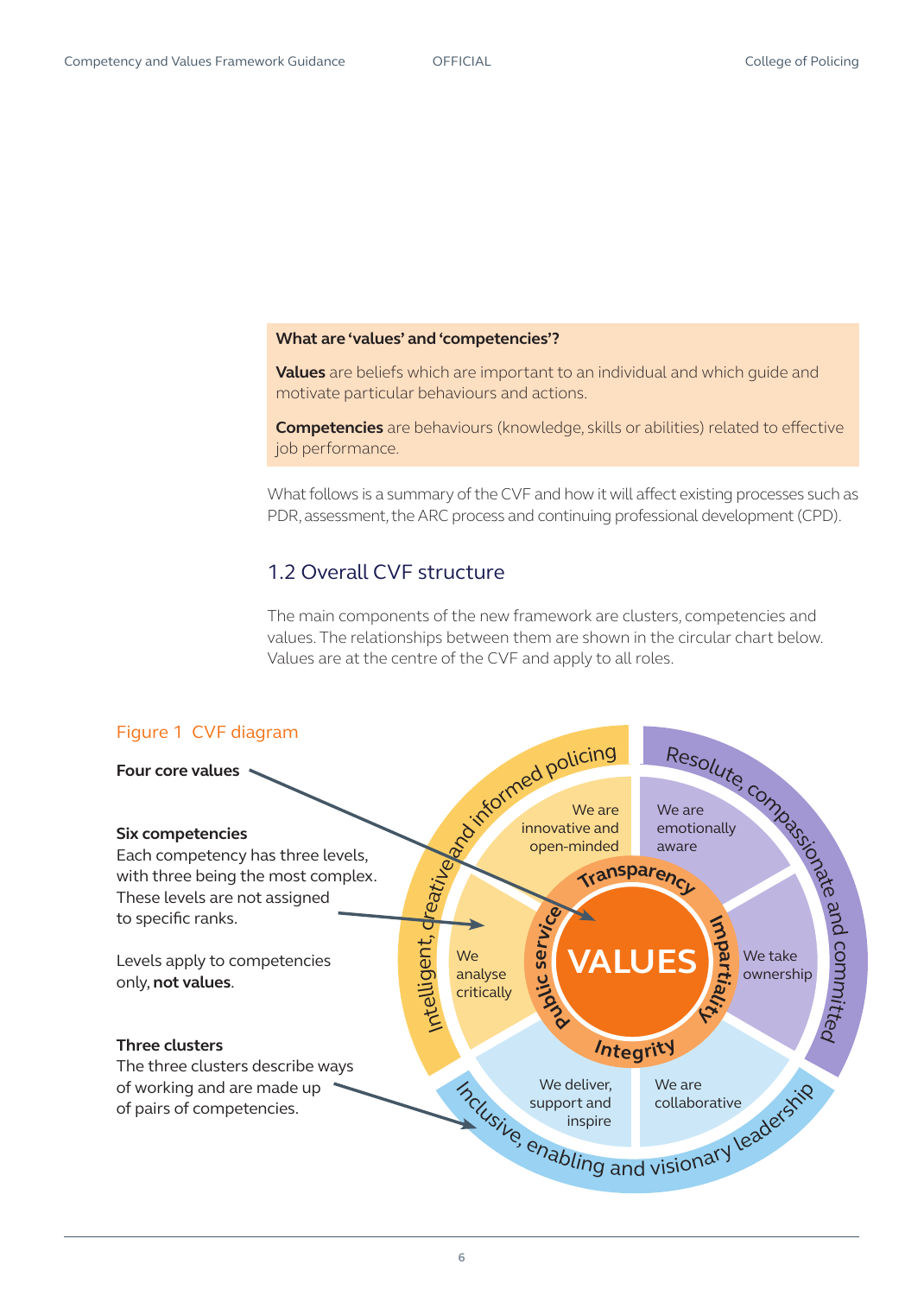**What are 'values' and 'competencies'?**

**Values** are beliefs which are important to an individual and which guide and motivate particular behaviours and actions.

**Competencies** are behaviours (knowledge, skills or abilities) related to effective job performance.

What follows is a summary of the CVF and how it will affect existing processes such as PDR, assessment, the ARC process and continuing professional development (CPD).

## 1.2 Overall CVF structure

The main components of the new framework are clusters, competencies and values. The relationships between them are shown in the circular chart below. Values are at the centre of the CVF and apply to all roles.

Figure 1 CVF diagram

**Four core values**

**Six competencies**
Each competency has three levels, with three being the most complex. These levels are not assigned to specific ranks.

Levels apply to competencies only, **not values**.

**Three clusters**
The three clusters describe ways of working and are made up of pairs of competencies.

VALUES

Transparency, Impartiality, Integrity, Public service

Intelligent, creative and informed policing: We are innovative and open-minded; We analyse critically

Resolute, compassionate and committed: We are emotionally aware; We take ownership

Inclusive, enabling and visionary leadership: We deliver, support and inspire; We are collaborative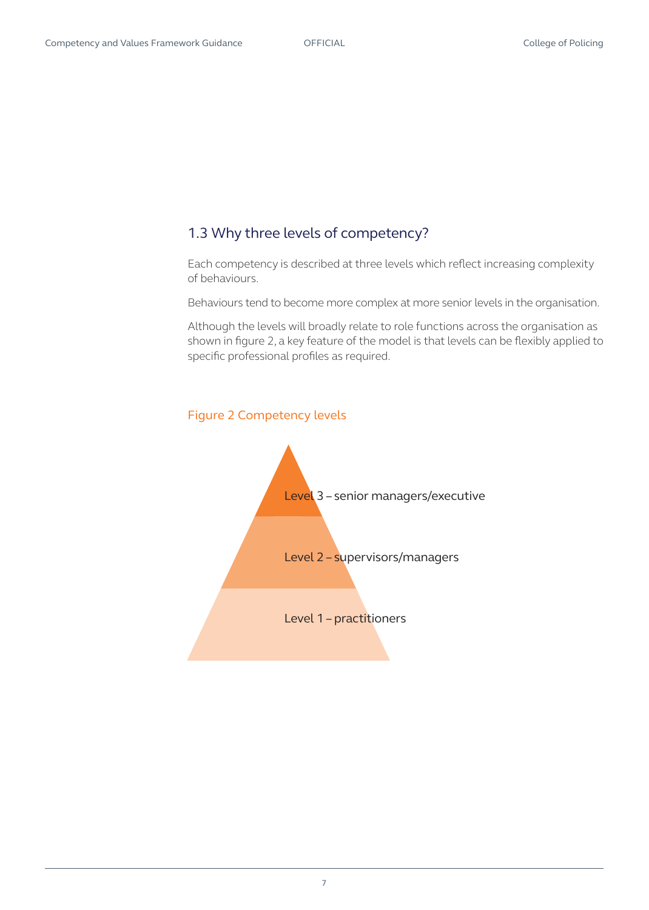## 1.3 Why three levels of competency?

Each competency is described at three levels which reflect increasing complexity of behaviours.

Behaviours tend to become more complex at more senior levels in the organisation.

Although the levels will broadly relate to role functions across the organisation as shown in figure 2, a key feature of the model is that levels can be flexibly applied to specific professional profiles as required.

Figure 2 Competency levels

Level 3 – senior managers/executive

Level 2 – supervisors/managers

Level 1 – practitioners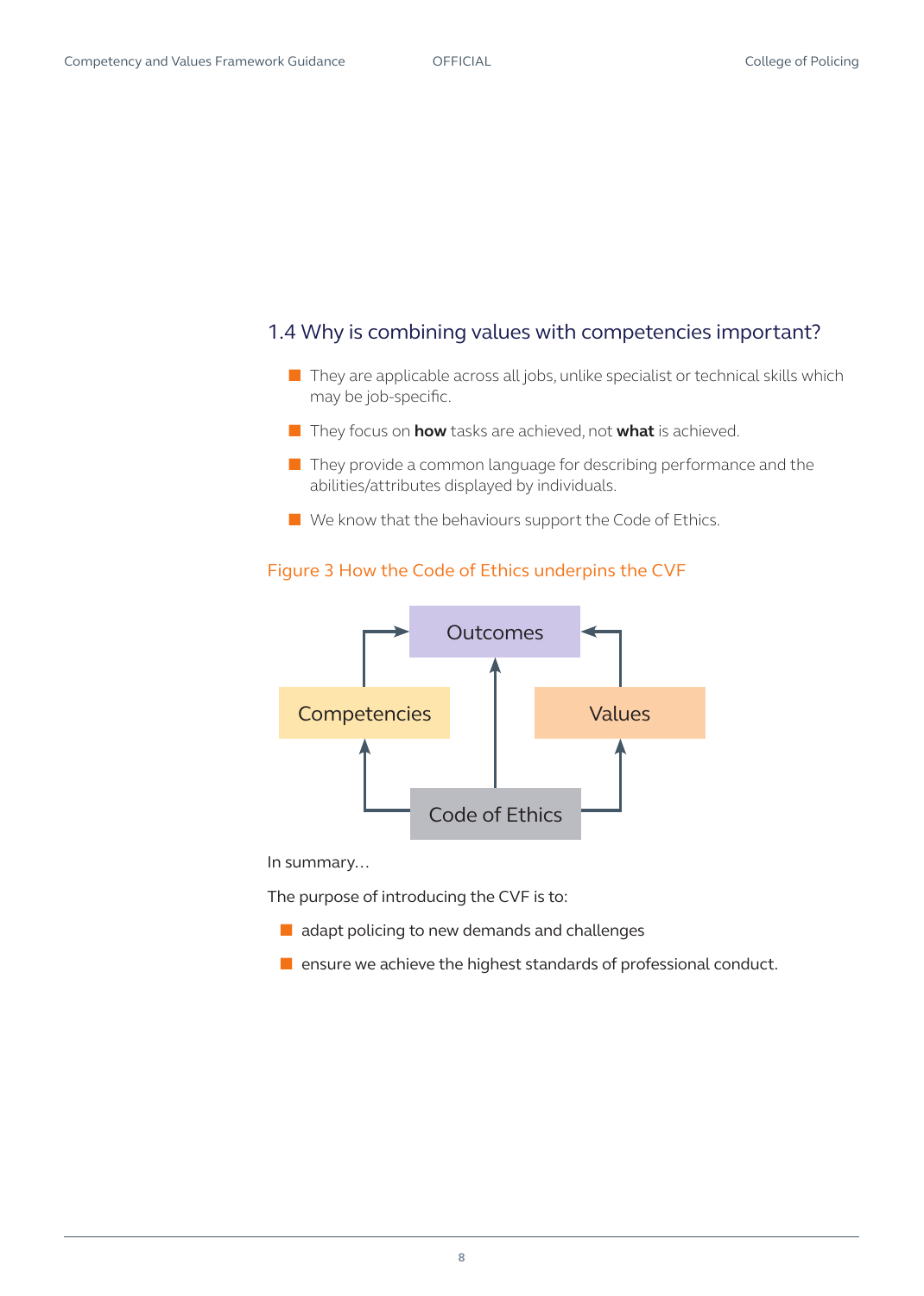## 1.4 Why is combining values with competencies important?

- They are applicable across all jobs, unlike specialist or technical skills which may be job-specific.
- They focus on **how** tasks are achieved, not **what** is achieved.
- They provide a common language for describing performance and the abilities/attributes displayed by individuals.
- We know that the behaviours support the Code of Ethics.

Figure 3 How the Code of Ethics underpins the CVF

Outcomes

Competencies

Values

Code of Ethics

In summary…

The purpose of introducing the CVF is to:

- adapt policing to new demands and challenges
- ensure we achieve the highest standards of professional conduct.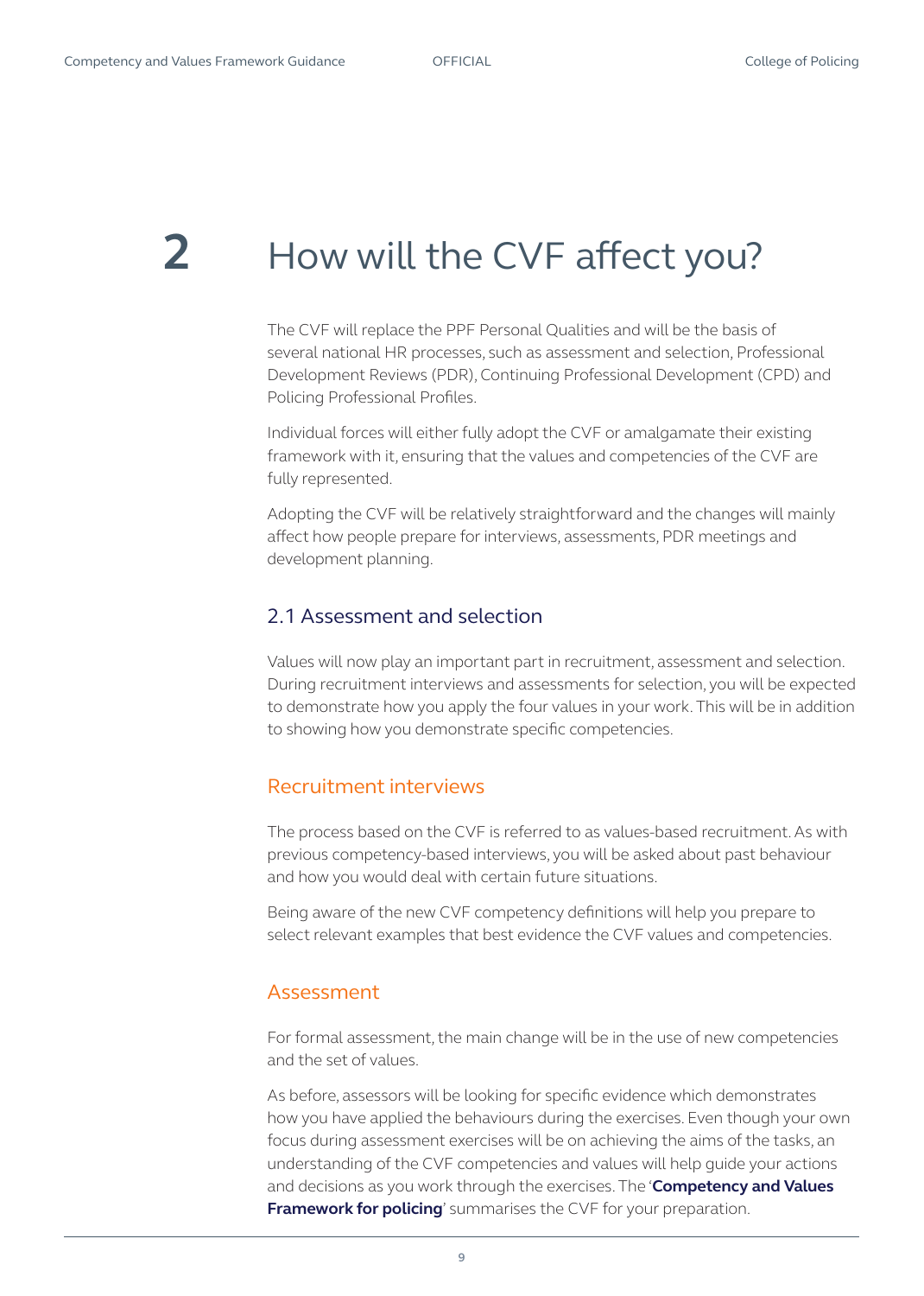# 2 How will the CVF affect you?

The CVF will replace the PPF Personal Qualities and will be the basis of several national HR processes, such as assessment and selection, Professional Development Reviews (PDR), Continuing Professional Development (CPD) and Policing Professional Profiles.

Individual forces will either fully adopt the CVF or amalgamate their existing framework with it, ensuring that the values and competencies of the CVF are fully represented.

Adopting the CVF will be relatively straightforward and the changes will mainly affect how people prepare for interviews, assessments, PDR meetings and development planning.

## 2.1 Assessment and selection

Values will now play an important part in recruitment, assessment and selection. During recruitment interviews and assessments for selection, you will be expected to demonstrate how you apply the four values in your work. This will be in addition to showing how you demonstrate specific competencies.

### Recruitment interviews

The process based on the CVF is referred to as values-based recruitment. As with previous competency-based interviews, you will be asked about past behaviour and how you would deal with certain future situations.

Being aware of the new CVF competency definitions will help you prepare to select relevant examples that best evidence the CVF values and competencies.

### Assessment

For formal assessment, the main change will be in the use of new competencies and the set of values.

As before, assessors will be looking for specific evidence which demonstrates how you have applied the behaviours during the exercises. Even though your own focus during assessment exercises will be on achieving the aims of the tasks, an understanding of the CVF competencies and values will help guide your actions and decisions as you work through the exercises. The '**Competency and Values Framework for policing**' summarises the CVF for your preparation.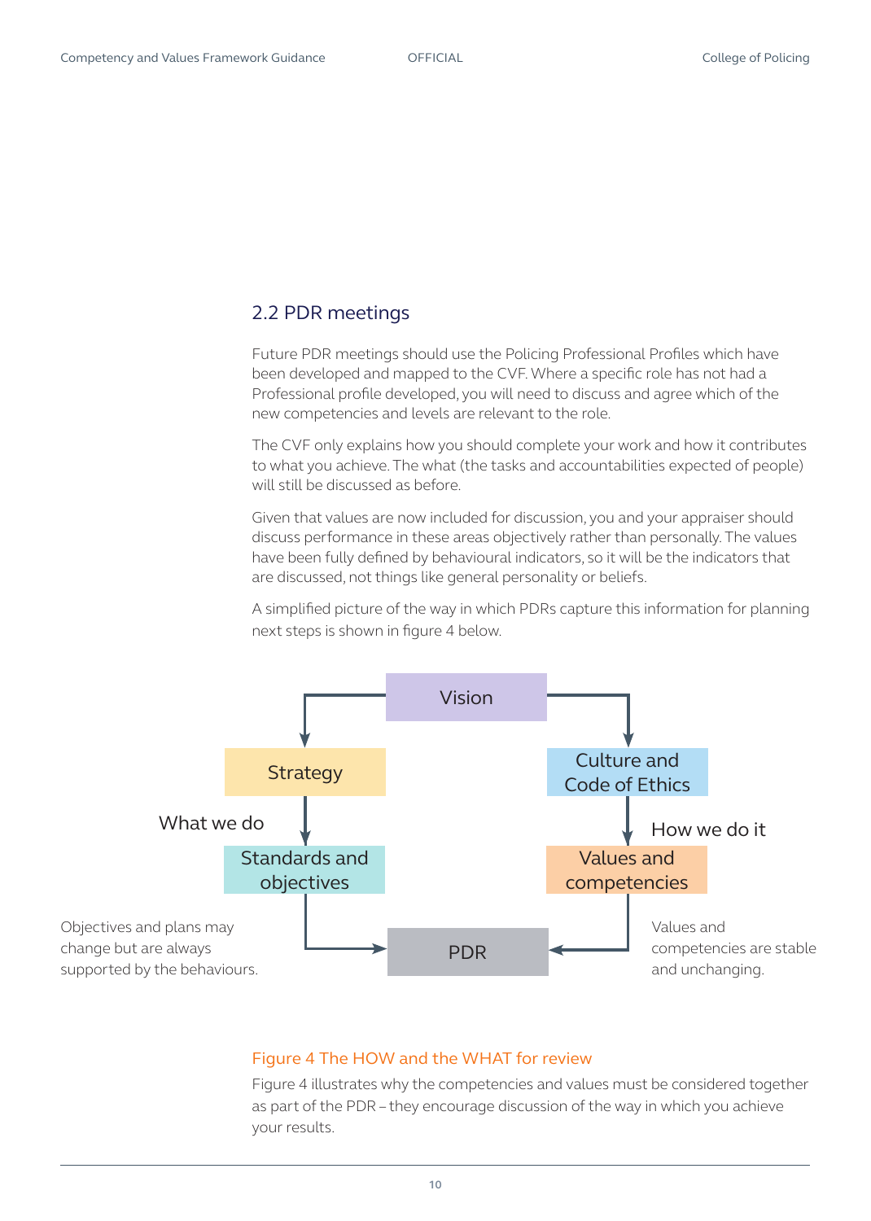## 2.2 PDR meetings

Future PDR meetings should use the Policing Professional Profiles which have been developed and mapped to the CVF. Where a specific role has not had a Professional profile developed, you will need to discuss and agree which of the new competencies and levels are relevant to the role.

The CVF only explains how you should complete your work and how it contributes to what you achieve. The what (the tasks and accountabilities expected of people) will still be discussed as before.

Given that values are now included for discussion, you and your appraiser should discuss performance in these areas objectively rather than personally. The values have been fully defined by behavioural indicators, so it will be the indicators that are discussed, not things like general personality or beliefs.

A simplified picture of the way in which PDRs capture this information for planning next steps is shown in figure 4 below.

Vision

Strategy

Culture and Code of Ethics

What we do

How we do it

Standards and objectives

Values and competencies

Objectives and plans may change but are always supported by the behaviours.

PDR

Values and competencies are stable and unchanging.

Figure 4 The HOW and the WHAT for review

Figure 4 illustrates why the competencies and values must be considered together as part of the PDR – they encourage discussion of the way in which you achieve your results.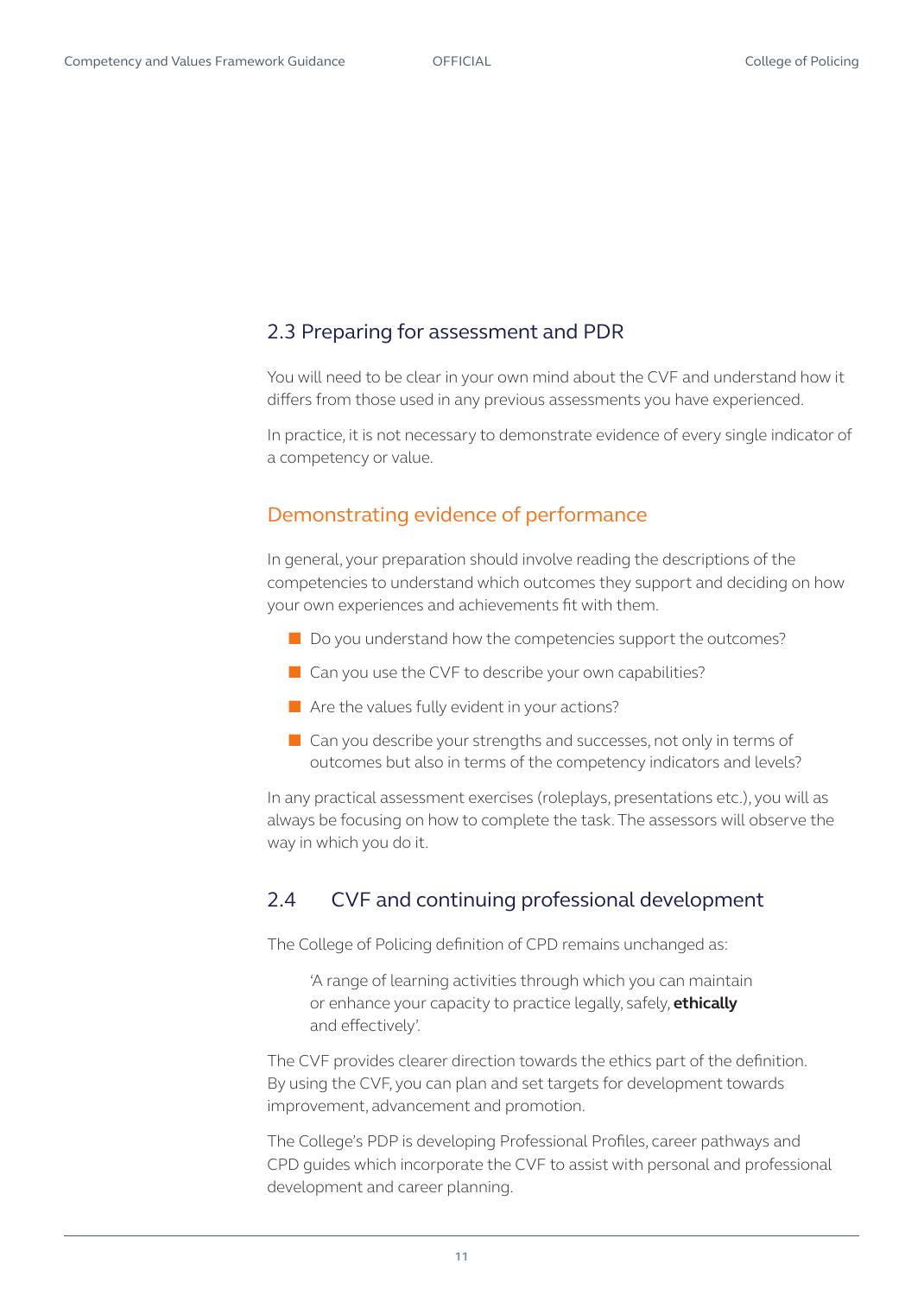## 2.3 Preparing for assessment and PDR

You will need to be clear in your own mind about the CVF and understand how it differs from those used in any previous assessments you have experienced.

In practice, it is not necessary to demonstrate evidence of every single indicator of a competency or value.

### Demonstrating evidence of performance

In general, your preparation should involve reading the descriptions of the competencies to understand which outcomes they support and deciding on how your own experiences and achievements fit with them.

- Do you understand how the competencies support the outcomes?
- Can you use the CVF to describe your own capabilities?
- Are the values fully evident in your actions?
- Can you describe your strengths and successes, not only in terms of outcomes but also in terms of the competency indicators and levels?

In any practical assessment exercises (roleplays, presentations etc.), you will as always be focusing on how to complete the task. The assessors will observe the way in which you do it.

## 2.4 CVF and continuing professional development

The College of Policing definition of CPD remains unchanged as:

> 'A range of learning activities through which you can maintain or enhance your capacity to practice legally, safely, **ethically** and effectively'.

The CVF provides clearer direction towards the ethics part of the definition. By using the CVF, you can plan and set targets for development towards improvement, advancement and promotion.

The College's PDP is developing Professional Profiles, career pathways and CPD guides which incorporate the CVF to assist with personal and professional development and career planning.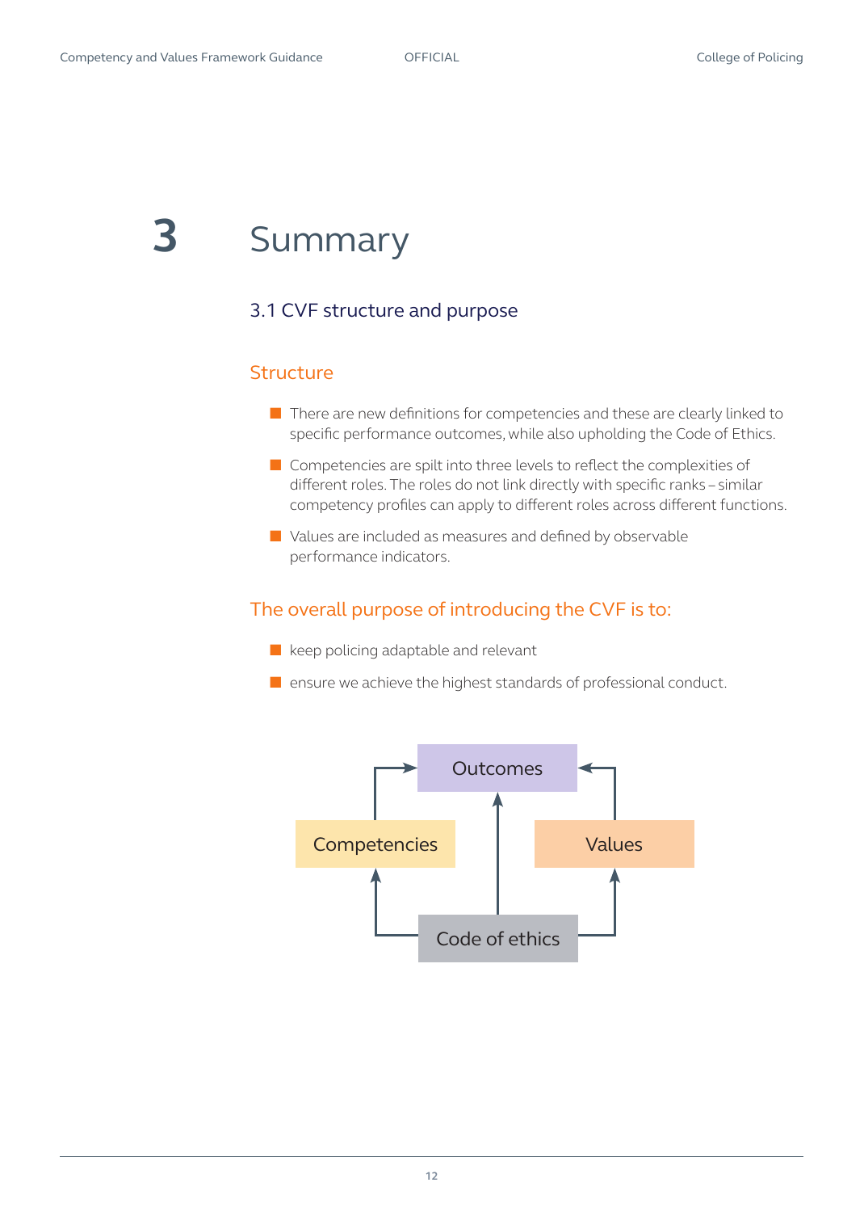# 3 Summary

## 3.1 CVF structure and purpose

### Structure

- There are new definitions for competencies and these are clearly linked to specific performance outcomes, while also upholding the Code of Ethics.
- Competencies are spilt into three levels to reflect the complexities of different roles. The roles do not link directly with specific ranks – similar competency profiles can apply to different roles across different functions.
- Values are included as measures and defined by observable performance indicators.

### The overall purpose of introducing the CVF is to:

- keep policing adaptable and relevant
- ensure we achieve the highest standards of professional conduct.

Outcomes

Competencies

Values

Code of ethics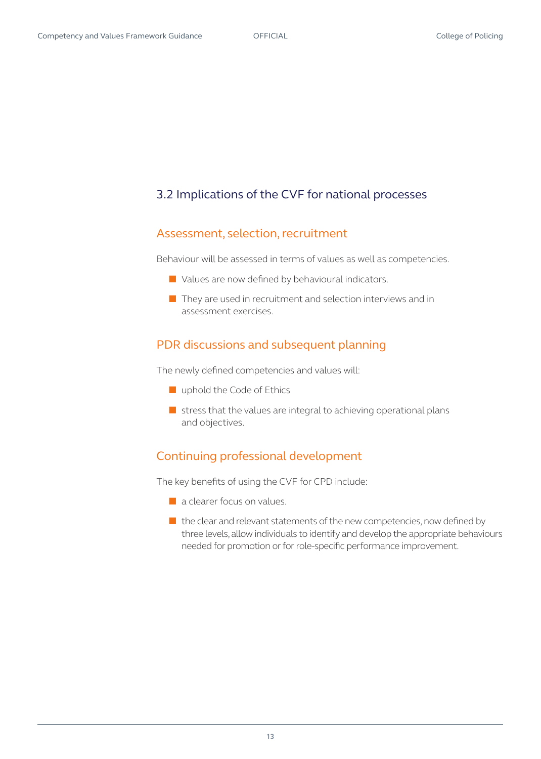## 3.2 Implications of the CVF for national processes

### Assessment, selection, recruitment

Behaviour will be assessed in terms of values as well as competencies.

- Values are now defined by behavioural indicators.
- They are used in recruitment and selection interviews and in assessment exercises.

### PDR discussions and subsequent planning

The newly defined competencies and values will:

- uphold the Code of Ethics
- stress that the values are integral to achieving operational plans and objectives.

### Continuing professional development

The key benefits of using the CVF for CPD include:

- a clearer focus on values.
- the clear and relevant statements of the new competencies, now defined by three levels, allow individuals to identify and develop the appropriate behaviours needed for promotion or for role-specific performance improvement.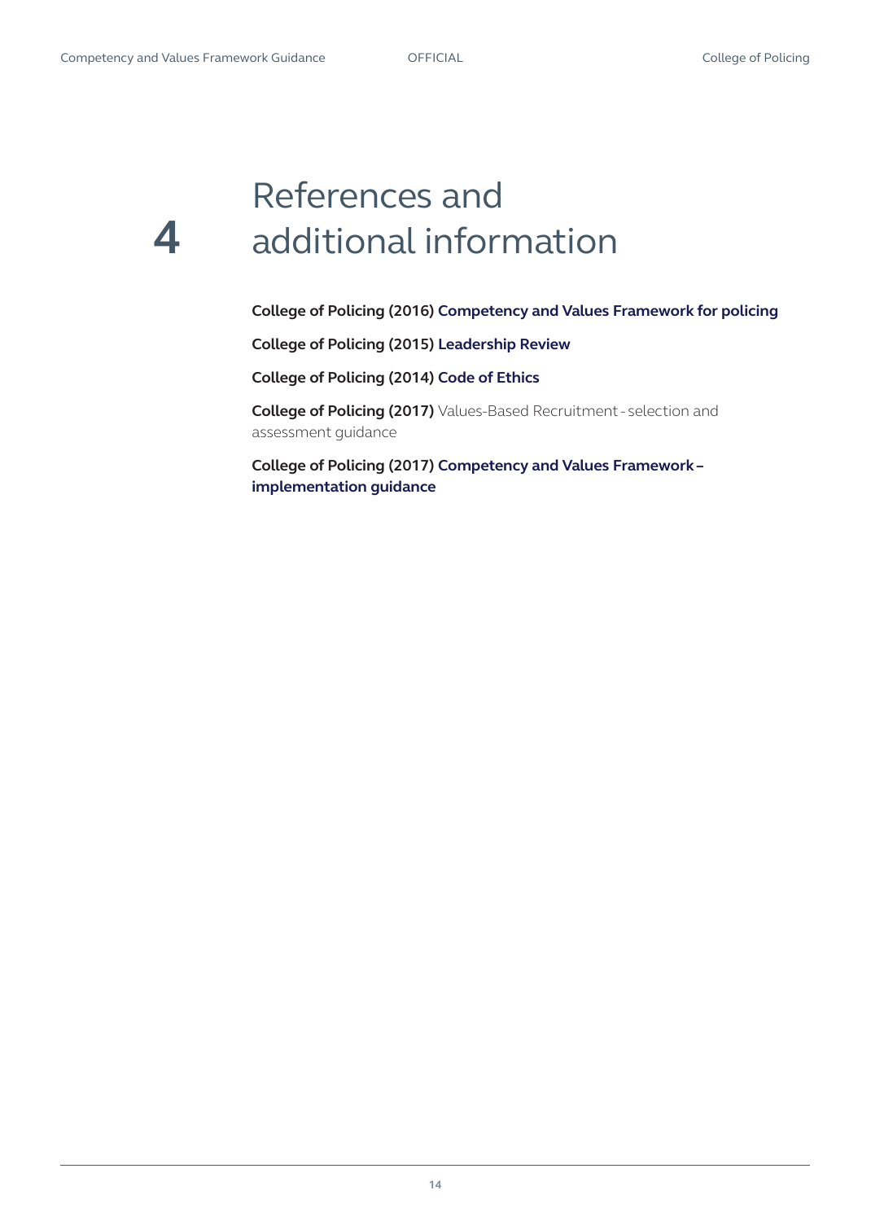# 4 References and additional information

**College of Policing (2016) Competency and Values Framework for policing**

**College of Policing (2015) Leadership Review**

**College of Policing (2014) Code of Ethics**

**College of Policing (2017)** Values-Based Recruitment - selection and assessment guidance

**College of Policing (2017) Competency and Values Framework – implementation guidance**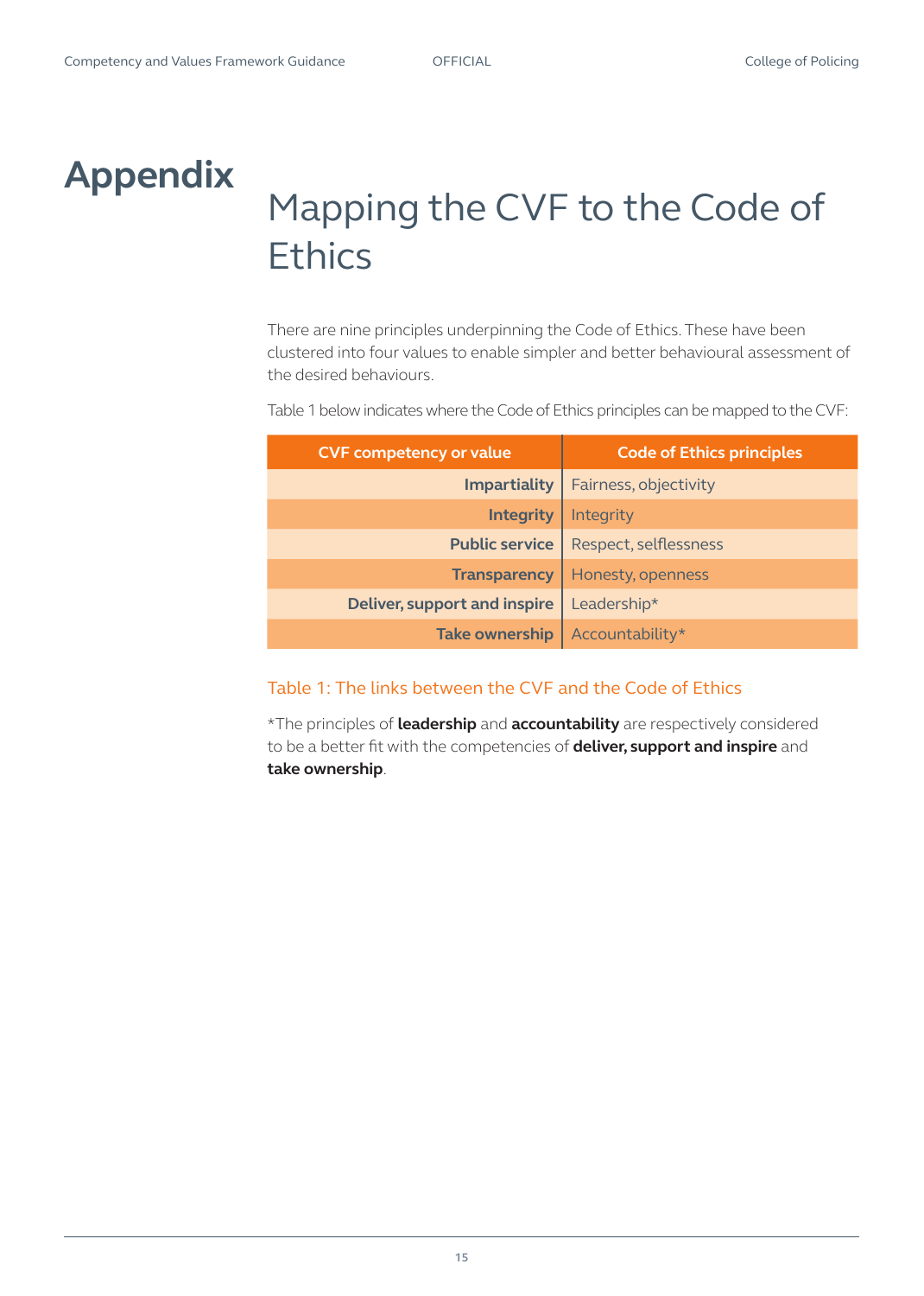# Appendix

## Mapping the CVF to the Code of Ethics

There are nine principles underpinning the Code of Ethics. These have been clustered into four values to enable simpler and better behavioural assessment of the desired behaviours.

Table 1 below indicates where the Code of Ethics principles can be mapped to the CVF:

| CVF competency or value | Code of Ethics principles |
| ---: | --- |
| **Impartiality** | Fairness, objectivity |
| **Integrity** | Integrity |
| **Public service** | Respect, selflessness |
| **Transparency** | Honesty, openness |
| **Deliver, support and inspire** | Leadership* |
| **Take ownership** | Accountability* |

Table 1: The links between the CVF and the Code of Ethics

*The principles of **leadership** and **accountability** are respectively considered to be a better fit with the competencies of **deliver, support and inspire** and **take ownership**.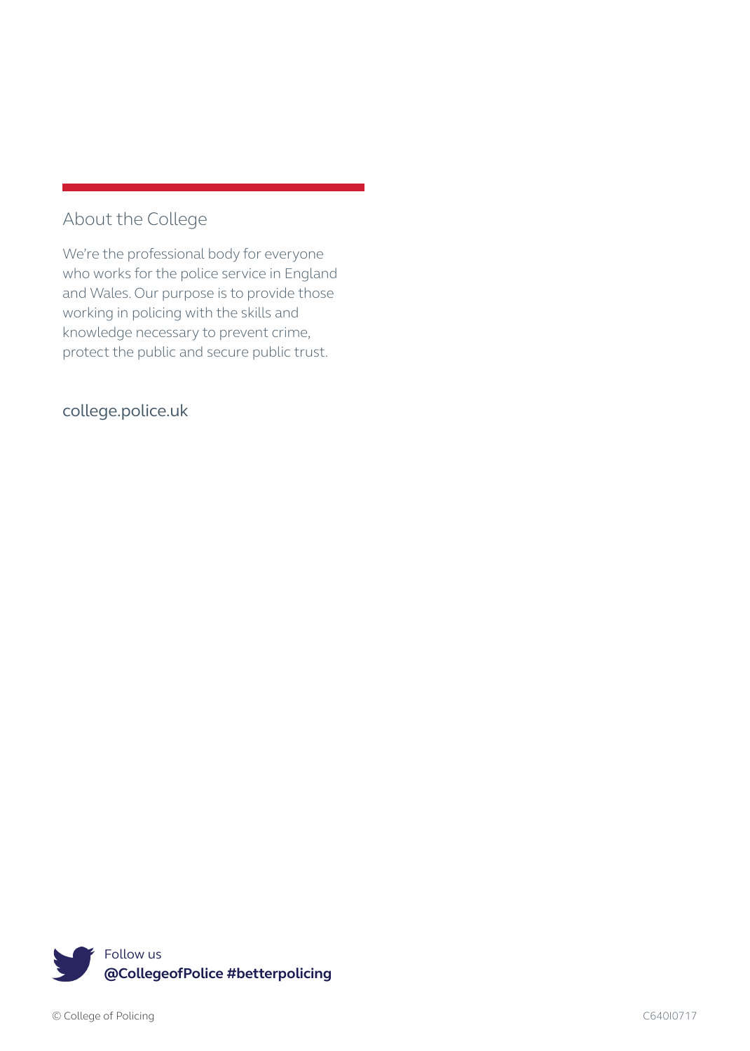## About the College

We're the professional body for everyone who works for the police service in England and Wales. Our purpose is to provide those working in policing with the skills and knowledge necessary to prevent crime, protect the public and secure public trust.

college.police.uk

Follow us
**@CollegeofPolice #betterpolicing**

© College of Policing

C640I0717